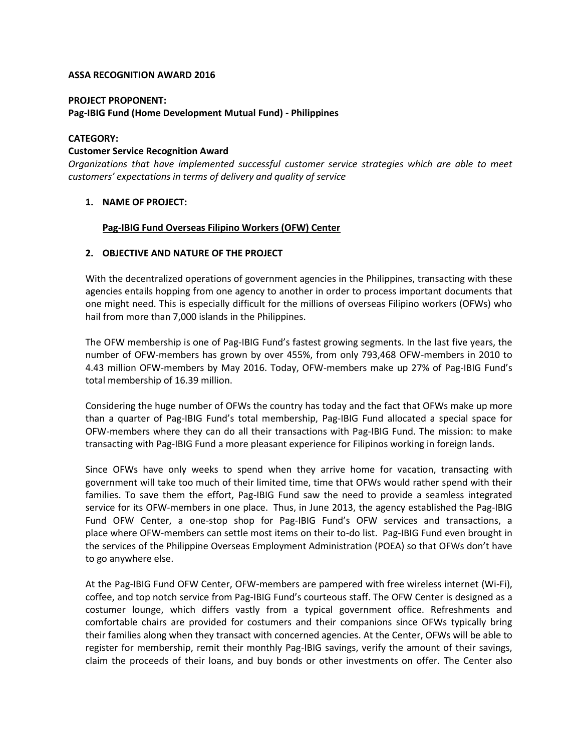**ASSA RECOGNITION AWARD 2016**

**PROJECT PROPONENT:**
**Pag-IBIG Fund (Home Development Mutual Fund) - Philippines**

**CATEGORY:**
**Customer Service Recognition Award**
*Organizations that have implemented successful customer service strategies which are able to meet customers' expectations in terms of delivery and quality of service*

1. **NAME OF PROJECT:**

   **<u>Pag-IBIG Fund Overseas Filipino Workers (OFW) Center</u>**

2. **OBJECTIVE AND NATURE OF THE PROJECT**

With the decentralized operations of government agencies in the Philippines, transacting with these agencies entails hopping from one agency to another in order to process important documents that one might need. This is especially difficult for the millions of overseas Filipino workers (OFWs) who hail from more than 7,000 islands in the Philippines.

The OFW membership is one of Pag-IBIG Fund's fastest growing segments. In the last five years, the number of OFW-members has grown by over 455%, from only 793,468 OFW-members in 2010 to 4.43 million OFW-members by May 2016. Today, OFW-members make up 27% of Pag-IBIG Fund's total membership of 16.39 million.

Considering the huge number of OFWs the country has today and the fact that OFWs make up more than a quarter of Pag-IBIG Fund's total membership, Pag-IBIG Fund allocated a special space for OFW-members where they can do all their transactions with Pag-IBIG Fund. The mission: to make transacting with Pag-IBIG Fund a more pleasant experience for Filipinos working in foreign lands.

Since OFWs have only weeks to spend when they arrive home for vacation, transacting with government will take too much of their limited time, time that OFWs would rather spend with their families. To save them the effort, Pag-IBIG Fund saw the need to provide a seamless integrated service for its OFW-members in one place. Thus, in June 2013, the agency established the Pag-IBIG Fund OFW Center, a one-stop shop for Pag-IBIG Fund's OFW services and transactions, a place where OFW-members can settle most items on their to-do list. Pag-IBIG Fund even brought in the services of the Philippine Overseas Employment Administration (POEA) so that OFWs don't have to go anywhere else.

At the Pag-IBIG Fund OFW Center, OFW-members are pampered with free wireless internet (Wi-Fi), coffee, and top notch service from Pag-IBIG Fund's courteous staff. The OFW Center is designed as a costumer lounge, which differs vastly from a typical government office. Refreshments and comfortable chairs are provided for costumers and their companions since OFWs typically bring their families along when they transact with concerned agencies. At the Center, OFWs will be able to register for membership, remit their monthly Pag-IBIG savings, verify the amount of their savings, claim the proceeds of their loans, and buy bonds or other investments on offer. The Center also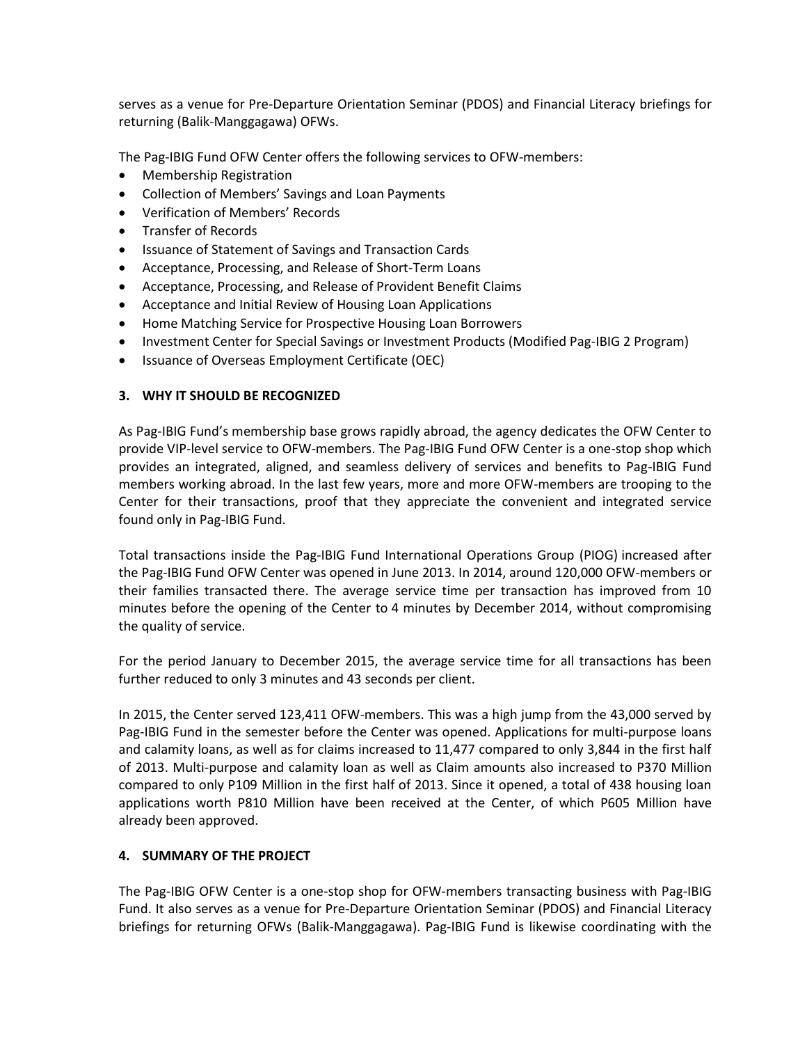serves as a venue for Pre-Departure Orientation Seminar (PDOS) and Financial Literacy briefings for returning (Balik-Manggagawa) OFWs.

The Pag-IBIG Fund OFW Center offers the following services to OFW-members:

- Membership Registration
- Collection of Members' Savings and Loan Payments
- Verification of Members' Records
- Transfer of Records
- Issuance of Statement of Savings and Transaction Cards
- Acceptance, Processing, and Release of Short-Term Loans
- Acceptance, Processing, and Release of Provident Benefit Claims
- Acceptance and Initial Review of Housing Loan Applications
- Home Matching Service for Prospective Housing Loan Borrowers
- Investment Center for Special Savings or Investment Products (Modified Pag-IBIG 2 Program)
- Issuance of Overseas Employment Certificate (OEC)

## 3. WHY IT SHOULD BE RECOGNIZED

As Pag-IBIG Fund's membership base grows rapidly abroad, the agency dedicates the OFW Center to provide VIP-level service to OFW-members. The Pag-IBIG Fund OFW Center is a one-stop shop which provides an integrated, aligned, and seamless delivery of services and benefits to Pag-IBIG Fund members working abroad. In the last few years, more and more OFW-members are trooping to the Center for their transactions, proof that they appreciate the convenient and integrated service found only in Pag-IBIG Fund.

Total transactions inside the Pag-IBIG Fund International Operations Group (PIOG) increased after the Pag-IBIG Fund OFW Center was opened in June 2013. In 2014, around 120,000 OFW-members or their families transacted there. The average service time per transaction has improved from 10 minutes before the opening of the Center to 4 minutes by December 2014, without compromising the quality of service.

For the period January to December 2015, the average service time for all transactions has been further reduced to only 3 minutes and 43 seconds per client.

In 2015, the Center served 123,411 OFW-members. This was a high jump from the 43,000 served by Pag-IBIG Fund in the semester before the Center was opened. Applications for multi-purpose loans and calamity loans, as well as for claims increased to 11,477 compared to only 3,844 in the first half of 2013. Multi-purpose and calamity loan as well as Claim amounts also increased to P370 Million compared to only P109 Million in the first half of 2013. Since it opened, a total of 438 housing loan applications worth P810 Million have been received at the Center, of which P605 Million have already been approved.

## 4. SUMMARY OF THE PROJECT

The Pag-IBIG OFW Center is a one-stop shop for OFW-members transacting business with Pag-IBIG Fund. It also serves as a venue for Pre-Departure Orientation Seminar (PDOS) and Financial Literacy briefings for returning OFWs (Balik-Manggagawa). Pag-IBIG Fund is likewise coordinating with the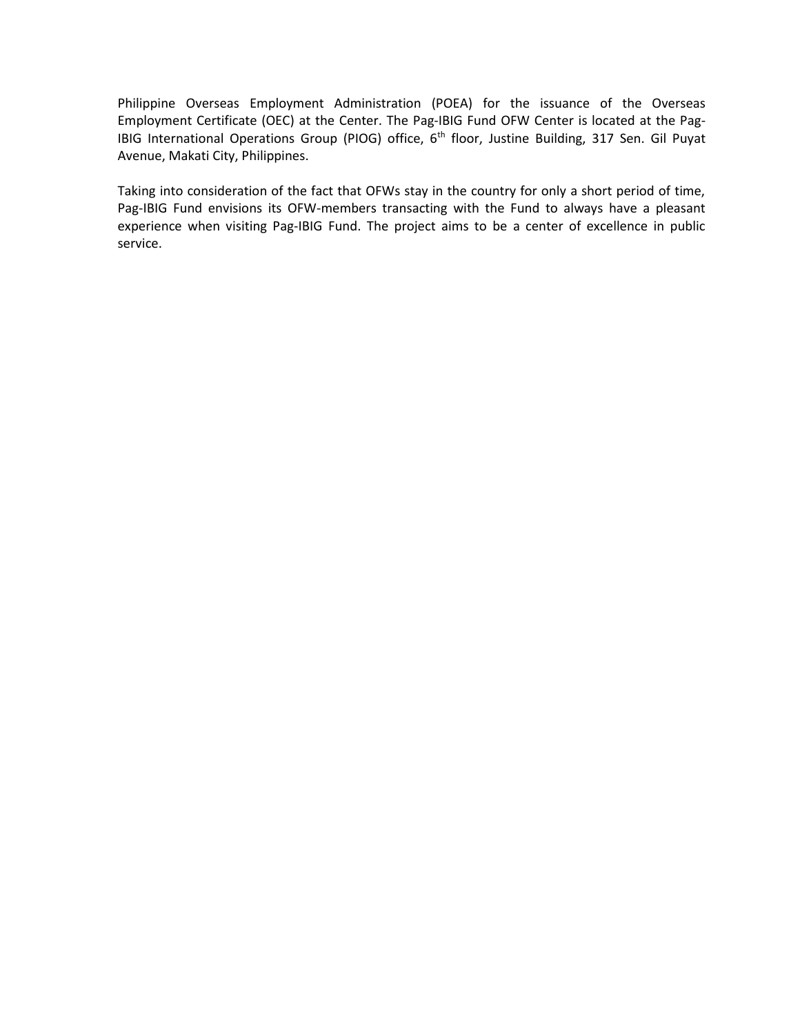Philippine Overseas Employment Administration (POEA) for the issuance of the Overseas Employment Certificate (OEC) at the Center. The Pag-IBIG Fund OFW Center is located at the Pag-IBIG International Operations Group (PIOG) office, 6th floor, Justine Building, 317 Sen. Gil Puyat Avenue, Makati City, Philippines.

Taking into consideration of the fact that OFWs stay in the country for only a short period of time, Pag-IBIG Fund envisions its OFW-members transacting with the Fund to always have a pleasant experience when visiting Pag-IBIG Fund. The project aims to be a center of excellence in public service.